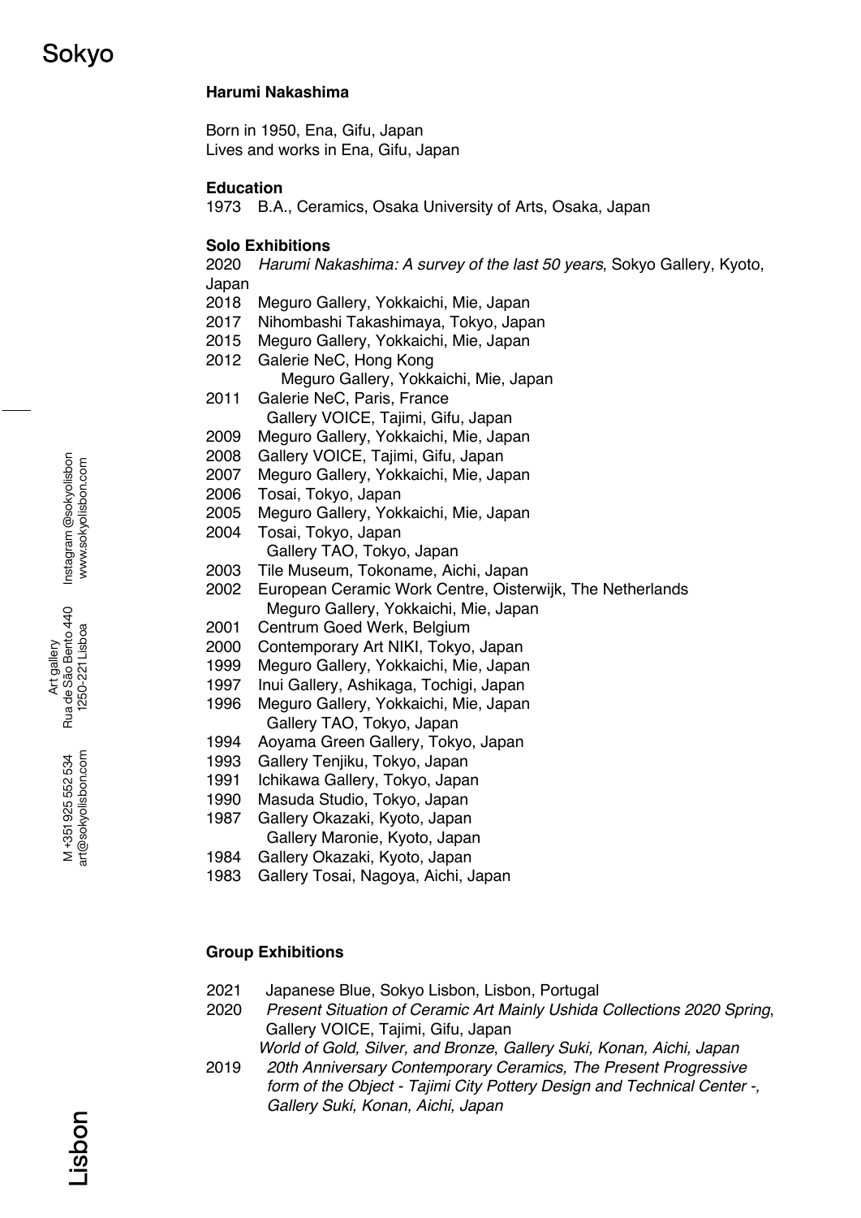# Harumi Nakashima

Born in 1950, Ena, Gifu, Japan
Lives and works in Ena, Gifu, Japan

## Education

1973 B.A., Ceramics, Osaka University of Arts, Osaka, Japan

## Solo Exhibitions

2020 *Harumi Nakashima: A survey of the last 50 years*, Sokyo Gallery, Kyoto, Japan
2018 Meguro Gallery, Yokkaichi, Mie, Japan
2017 Nihombashi Takashimaya, Tokyo, Japan
2015 Meguro Gallery, Yokkaichi, Mie, Japan
2012 Galerie NeC, Hong Kong
Meguro Gallery, Yokkaichi, Mie, Japan
2011 Galerie NeC, Paris, France
Gallery VOICE, Tajimi, Gifu, Japan
2009 Meguro Gallery, Yokkaichi, Mie, Japan
2008 Gallery VOICE, Tajimi, Gifu, Japan
2007 Meguro Gallery, Yokkaichi, Mie, Japan
2006 Tosai, Tokyo, Japan
2005 Meguro Gallery, Yokkaichi, Mie, Japan
2004 Tosai, Tokyo, Japan
Gallery TAO, Tokyo, Japan
2003 Tile Museum, Tokoname, Aichi, Japan
2002 European Ceramic Work Centre, Oisterwijk, The Netherlands
Meguro Gallery, Yokkaichi, Mie, Japan
2001 Centrum Goed Werk, Belgium
2000 Contemporary Art NIKI, Tokyo, Japan
1999 Meguro Gallery, Yokkaichi, Mie, Japan
1997 Inui Gallery, Ashikaga, Tochigi, Japan
1996 Meguro Gallery, Yokkaichi, Mie, Japan
Gallery TAO, Tokyo, Japan
1994 Aoyama Green Gallery, Tokyo, Japan
1993 Gallery Tenjiku, Tokyo, Japan
1991 Ichikawa Gallery, Tokyo, Japan
1990 Masuda Studio, Tokyo, Japan
1987 Gallery Okazaki, Kyoto, Japan
Gallery Maronie, Kyoto, Japan
1984 Gallery Okazaki, Kyoto, Japan
1983 Gallery Tosai, Nagoya, Aichi, Japan

## Group Exhibitions

2021 Japanese Blue, Sokyo Lisbon, Lisbon, Portugal
2020 *Present Situation of Ceramic Art Mainly Ushida Collections 2020 Spring*, Gallery VOICE, Tajimi, Gifu, Japan
*World of Gold, Silver, and Bronze*, *Gallery Suki, Konan, Aichi, Japan*
2019 *20th Anniversary Contemporary Ceramics, The Present Progressive form of the Object - Tajimi City Pottery Design and Technical Center -, Gallery Suki, Konan, Aichi, Japan*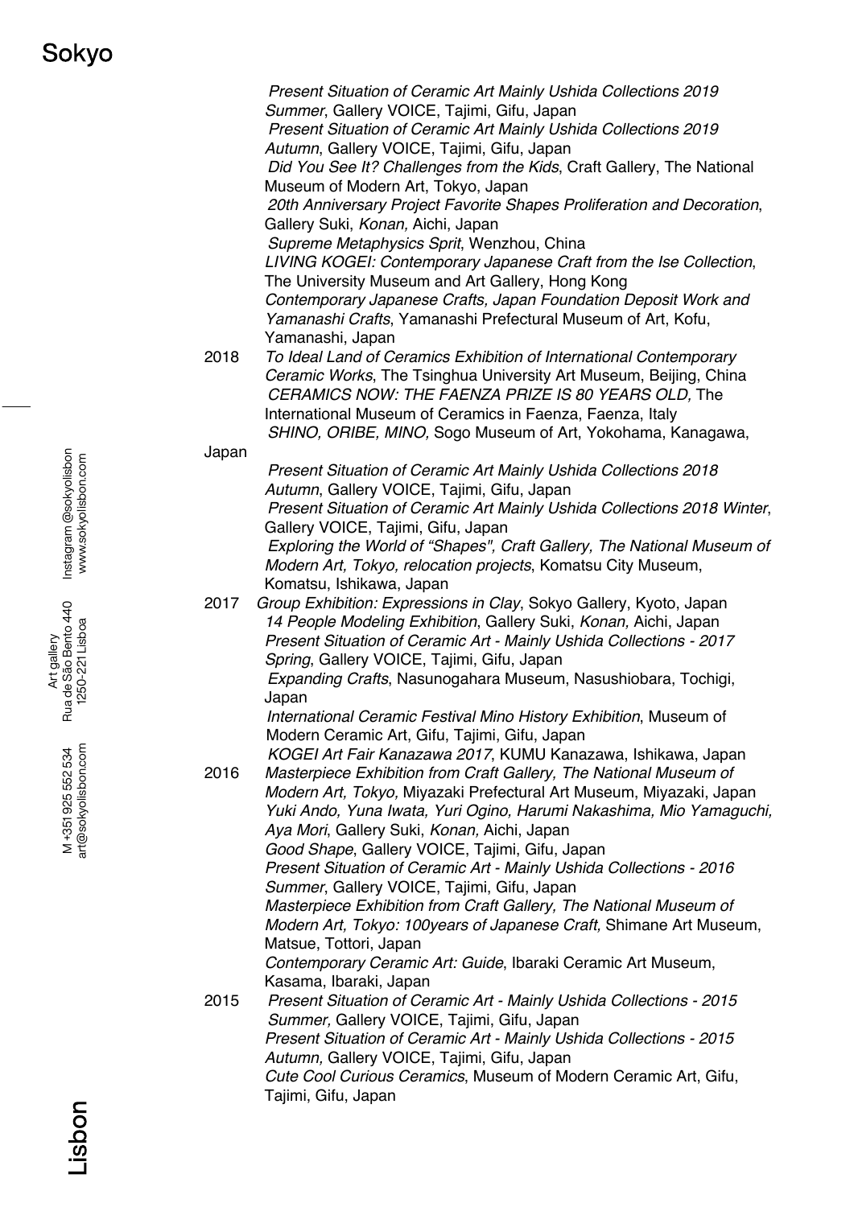*Present Situation of Ceramic Art Mainly Ushida Collections 2019 Summer*, Gallery VOICE, Tajimi, Gifu, Japan
*Present Situation of Ceramic Art Mainly Ushida Collections 2019 Autumn*, Gallery VOICE, Tajimi, Gifu, Japan
*Did You See It? Challenges from the Kids*, Craft Gallery, The National Museum of Modern Art, Tokyo, Japan
*20th Anniversary Project Favorite Shapes Proliferation and Decoration*, Gallery Suki, *Konan,* Aichi, Japan
*Supreme Metaphysics Sprit*, Wenzhou, China
*LIVING KOGEI: Contemporary Japanese Craft from the Ise Collection*, The University Museum and Art Gallery, Hong Kong
*Contemporary Japanese Crafts, Japan Foundation Deposit Work and Yamanashi Crafts*, Yamanashi Prefectural Museum of Art, Kofu, Yamanashi, Japan

2018 *To Ideal Land of Ceramics Exhibition of International Contemporary Ceramic Works*, The Tsinghua University Art Museum, Beijing, China
*CERAMICS NOW: THE FAENZA PRIZE IS 80 YEARS OLD,* The International Museum of Ceramics in Faenza, Faenza, Italy
*SHINO, ORIBE, MINO,* Sogo Museum of Art, Yokohama, Kanagawa, Japan
*Present Situation of Ceramic Art Mainly Ushida Collections 2018 Autumn*, Gallery VOICE, Tajimi, Gifu, Japan
*Present Situation of Ceramic Art Mainly Ushida Collections 2018 Winter*, Gallery VOICE, Tajimi, Gifu, Japan
*Exploring the World of "Shapes", Craft Gallery, The National Museum of Modern Art, Tokyo, relocation projects*, Komatsu City Museum, Komatsu, Ishikawa, Japan

2017 *Group Exhibition: Expressions in Clay*, Sokyo Gallery, Kyoto, Japan
*14 People Modeling Exhibition*, Gallery Suki, *Konan,* Aichi, Japan
*Present Situation of Ceramic Art - Mainly Ushida Collections - 2017 Spring*, Gallery VOICE, Tajimi, Gifu, Japan
*Expanding Crafts*, Nasunogahara Museum, Nasushiobara, Tochigi, Japan
*International Ceramic Festival Mino History Exhibition*, Museum of Modern Ceramic Art, Gifu, Tajimi, Gifu, Japan
*KOGEI Art Fair Kanazawa 2017*, KUMU Kanazawa, Ishikawa, Japan

2016 *Masterpiece Exhibition from Craft Gallery, The National Museum of Modern Art, Tokyo,* Miyazaki Prefectural Art Museum, Miyazaki, Japan
*Yuki Ando, Yuna Iwata, Yuri Ogino, Harumi Nakashima, Mio Yamaguchi, Aya Mori*, Gallery Suki, *Konan,* Aichi, Japan
*Good Shape*, Gallery VOICE, Tajimi, Gifu, Japan
*Present Situation of Ceramic Art - Mainly Ushida Collections - 2016 Summer*, Gallery VOICE, Tajimi, Gifu, Japan
*Masterpiece Exhibition from Craft Gallery, The National Museum of Modern Art, Tokyo: 100years of Japanese Craft,* Shimane Art Museum, Matsue, Tottori, Japan
*Contemporary Ceramic Art: Guide*, Ibaraki Ceramic Art Museum, Kasama, Ibaraki, Japan

2015 *Present Situation of Ceramic Art - Mainly Ushida Collections - 2015 Summer,* Gallery VOICE, Tajimi, Gifu, Japan
*Present Situation of Ceramic Art - Mainly Ushida Collections - 2015 Autumn,* Gallery VOICE, Tajimi, Gifu, Japan
*Cute Cool Curious Ceramics*, Museum of Modern Ceramic Art, Gifu, Tajimi, Gifu, Japan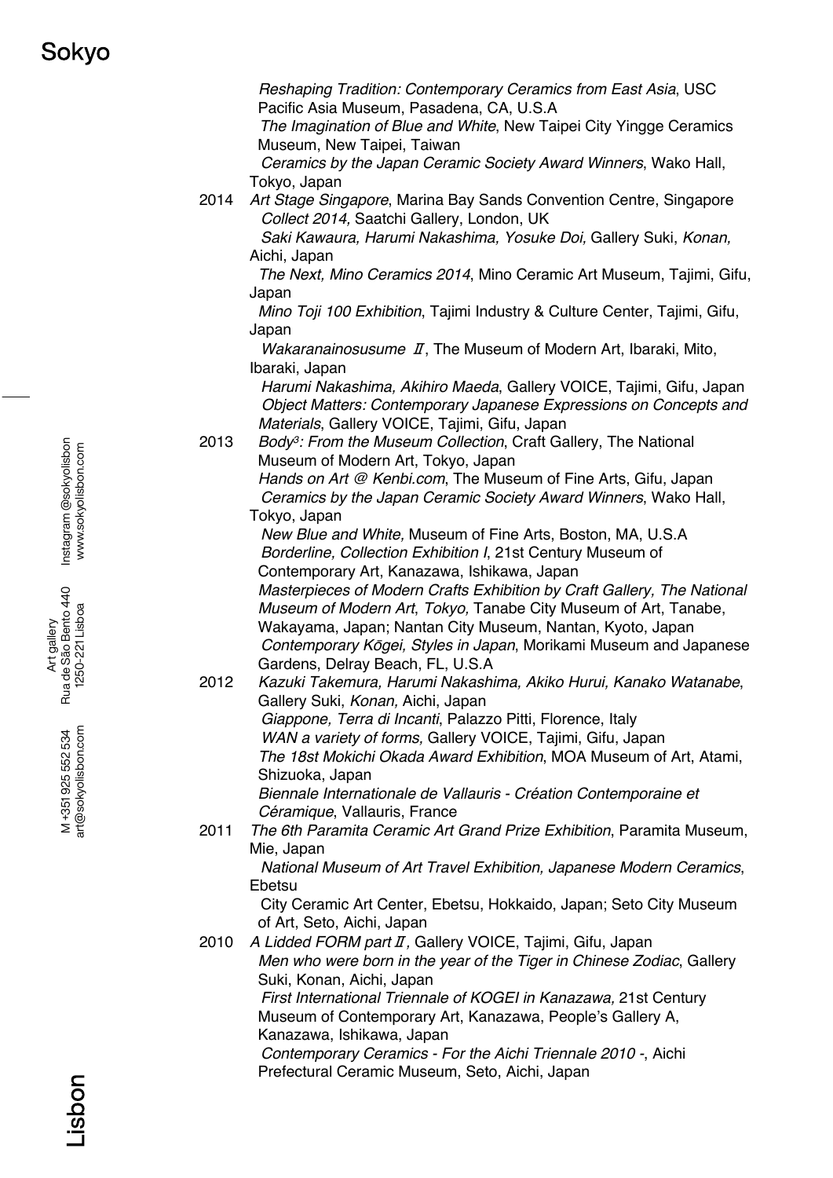*Reshaping Tradition: Contemporary Ceramics from East Asia*, USC Pacific Asia Museum, Pasadena, CA, U.S.A
*The Imagination of Blue and White*, New Taipei City Yingge Ceramics Museum, New Taipei, Taiwan
*Ceramics by the Japan Ceramic Society Award Winners*, Wako Hall, Tokyo, Japan

2014 *Art Stage Singapore*, Marina Bay Sands Convention Centre, Singapore
*Collect 2014,* Saatchi Gallery, London, UK
*Saki Kawaura, Harumi Nakashima, Yosuke Doi,* Gallery Suki, *Konan,* Aichi, Japan
*The Next, Mino Ceramics 2014*, Mino Ceramic Art Museum, Tajimi, Gifu, Japan
*Mino Toji 100 Exhibition*, Tajimi Industry & Culture Center, Tajimi, Gifu, Japan
*Wakaranainosusume Ⅱ*, The Museum of Modern Art, Ibaraki, Mito, Ibaraki, Japan
*Harumi Nakashima, Akihiro Maeda*, Gallery VOICE, Tajimi, Gifu, Japan
*Object Matters: Contemporary Japanese Expressions on Concepts and Materials*, Gallery VOICE, Tajimi, Gifu, Japan

2013 *Body³: From the Museum Collection*, Craft Gallery, The National Museum of Modern Art, Tokyo, Japan
*Hands on Art @ Kenbi.com*, The Museum of Fine Arts, Gifu, Japan
*Ceramics by the Japan Ceramic Society Award Winners*, Wako Hall, Tokyo, Japan
*New Blue and White,* Museum of Fine Arts, Boston, MA, U.S.A
*Borderline, Collection Exhibition I*, 21st Century Museum of Contemporary Art, Kanazawa, Ishikawa, Japan
*Masterpieces of Modern Crafts Exhibition by Craft Gallery, The National Museum of Modern Art, Tokyo,* Tanabe City Museum of Art, Tanabe, Wakayama, Japan; Nantan City Museum, Nantan, Kyoto, Japan
*Contemporary Kōgei, Styles in Japan*, Morikami Museum and Japanese Gardens, Delray Beach, FL, U.S.A

2012 *Kazuki Takemura, Harumi Nakashima, Akiko Hurui, Kanako Watanabe*, Gallery Suki, *Konan,* Aichi, Japan
*Giappone, Terra di Incanti*, Palazzo Pitti, Florence, Italy
*WAN a variety of forms,* Gallery VOICE, Tajimi, Gifu, Japan
*The 18st Mokichi Okada Award Exhibition*, MOA Museum of Art, Atami, Shizuoka, Japan
*Biennale Internationale de Vallauris - Création Contemporaine et Céramique*, Vallauris, France

2011 *The 6th Paramita Ceramic Art Grand Prize Exhibition*, Paramita Museum, Mie, Japan
*National Museum of Art Travel Exhibition, Japanese Modern Ceramics*, Ebetsu
City Ceramic Art Center, Ebetsu, Hokkaido, Japan; Seto City Museum of Art, Seto, Aichi, Japan

2010 *A Lidded FORM part Ⅱ,* Gallery VOICE, Tajimi, Gifu, Japan
*Men who were born in the year of the Tiger in Chinese Zodiac*, Gallery Suki, Konan, Aichi, Japan
*First International Triennale of KOGEI in Kanazawa,* 21st Century Museum of Contemporary Art, Kanazawa, People's Gallery A, Kanazawa, Ishikawa, Japan
*Contemporary Ceramics - For the Aichi Triennale 2010 -*, Aichi Prefectural Ceramic Museum, Seto, Aichi, Japan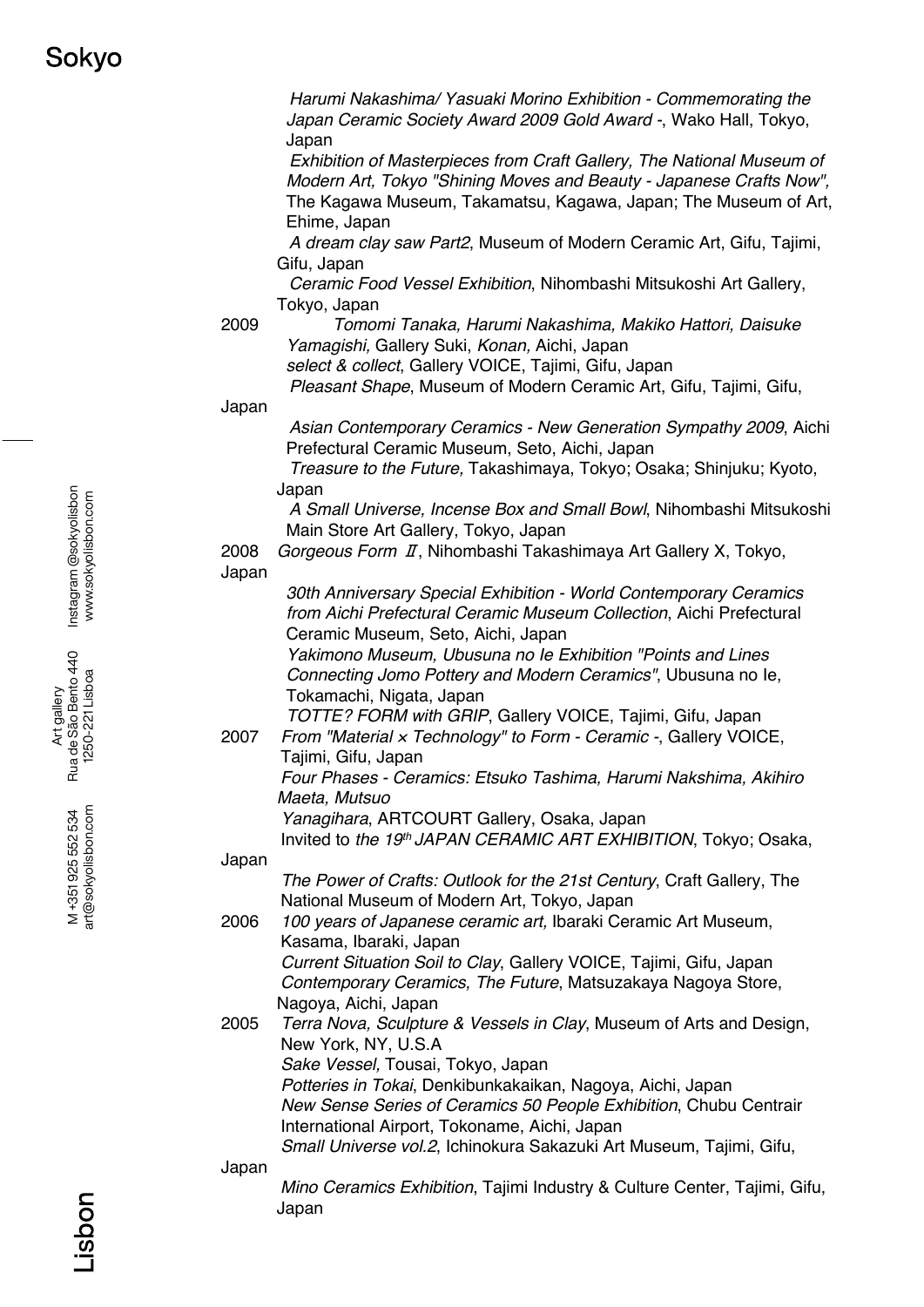*Harumi Nakashima/ Yasuaki Morino Exhibition - Commemorating the Japan Ceramic Society Award 2009 Gold Award -*, Wako Hall, Tokyo, Japan

*Exhibition of Masterpieces from Craft Gallery, The National Museum of Modern Art, Tokyo "Shining Moves and Beauty - Japanese Crafts Now",* The Kagawa Museum, Takamatsu, Kagawa, Japan; The Museum of Art, Ehime, Japan

*A dream clay saw Part2*, Museum of Modern Ceramic Art, Gifu, Tajimi, Gifu, Japan

*Ceramic Food Vessel Exhibition*, Nihombashi Mitsukoshi Art Gallery, Tokyo, Japan

2009 *Tomomi Tanaka, Harumi Nakashima, Makiko Hattori, Daisuke Yamagishi,* Gallery Suki, *Konan,* Aichi, Japan

*select & collect*, Gallery VOICE, Tajimi, Gifu, Japan

*Pleasant Shape*, Museum of Modern Ceramic Art, Gifu, Tajimi, Gifu, Japan

*Asian Contemporary Ceramics - New Generation Sympathy 2009*, Aichi Prefectural Ceramic Museum, Seto, Aichi, Japan

*Treasure to the Future,* Takashimaya, Tokyo; Osaka; Shinjuku; Kyoto, Japan

*A Small Universe, Incense Box and Small Bowl*, Nihombashi Mitsukoshi Main Store Art Gallery, Tokyo, Japan

2008 *Gorgeous Form Ⅱ*, Nihombashi Takashimaya Art Gallery X, Tokyo, Japan

*30th Anniversary Special Exhibition - World Contemporary Ceramics from Aichi Prefectural Ceramic Museum Collection*, Aichi Prefectural Ceramic Museum, Seto, Aichi, Japan

*Yakimono Museum, Ubusuna no Ie Exhibition "Points and Lines Connecting Jomo Pottery and Modern Ceramics"*, Ubusuna no Ie, Tokamachi, Nigata, Japan

*TOTTE? FORM with GRIP*, Gallery VOICE, Tajimi, Gifu, Japan

2007 *From "Material × Technology" to Form - Ceramic -*, Gallery VOICE, Tajimi, Gifu, Japan

*Four Phases - Ceramics: Etsuko Tashima, Harumi Nakshima, Akihiro Maeta, Mutsuo Yanagihara*, ARTCOURT Gallery, Osaka, Japan

Invited to *the 19th JAPAN CERAMIC ART EXHIBITION*, Tokyo; Osaka, Japan

*The Power of Crafts: Outlook for the 21st Century*, Craft Gallery, The National Museum of Modern Art, Tokyo, Japan

2006 *100 years of Japanese ceramic art,* Ibaraki Ceramic Art Museum, Kasama, Ibaraki, Japan

*Current Situation Soil to Clay*, Gallery VOICE, Tajimi, Gifu, Japan

*Contemporary Ceramics, The Future*, Matsuzakaya Nagoya Store, Nagoya, Aichi, Japan

2005 *Terra Nova, Sculpture & Vessels in Clay*, Museum of Arts and Design, New York, NY, U.S.A

*Sake Vessel,* Tousai, Tokyo, Japan

*Potteries in Tokai*, Denkibunkakaikan, Nagoya, Aichi, Japan

*New Sense Series of Ceramics 50 People Exhibition*, Chubu Centrair International Airport, Tokoname, Aichi, Japan

*Small Universe vol.2*, Ichinokura Sakazuki Art Museum, Tajimi, Gifu, Japan

*Mino Ceramics Exhibition*, Tajimi Industry & Culture Center, Tajimi, Gifu, Japan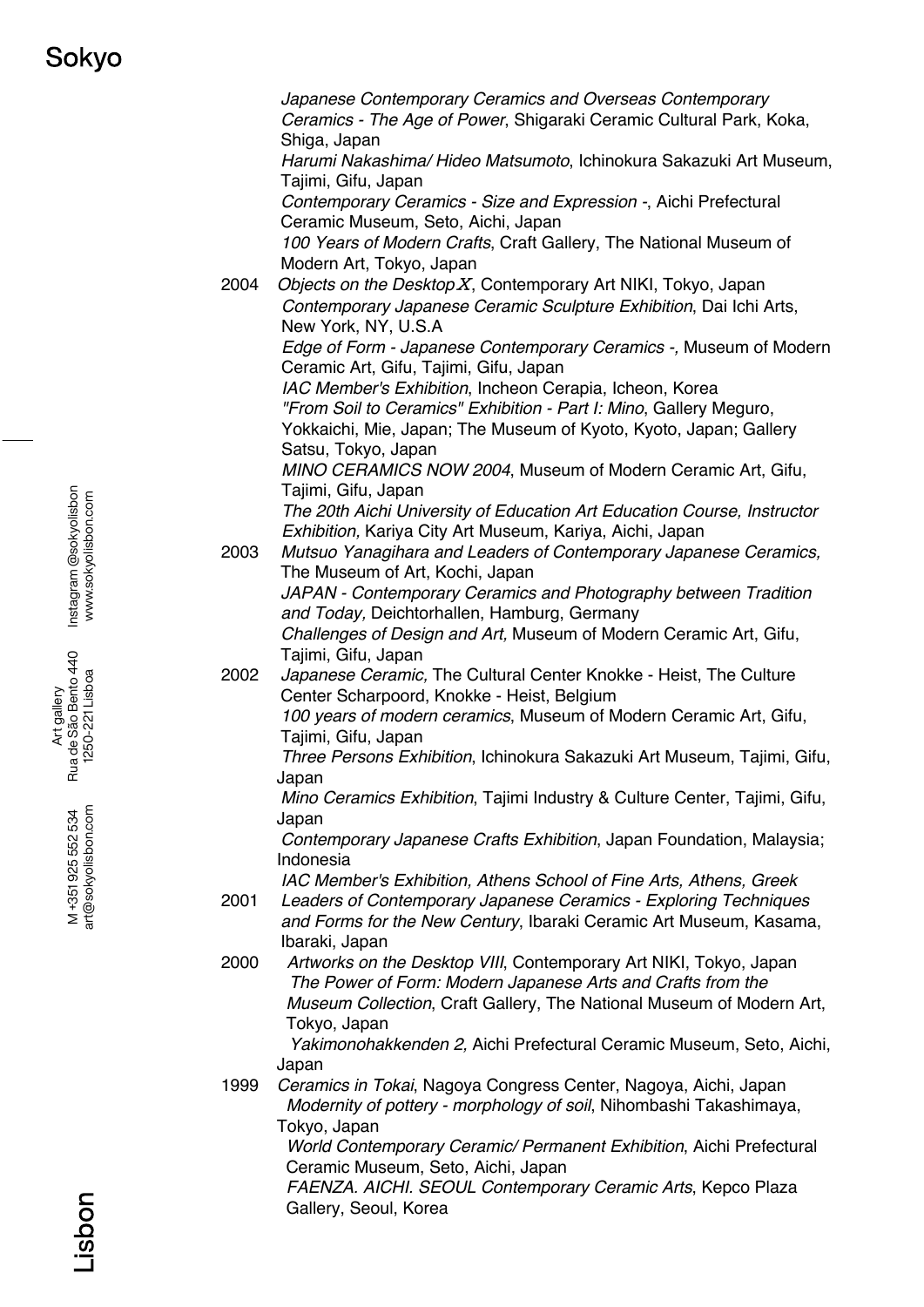*Japanese Contemporary Ceramics and Overseas Contemporary Ceramics - The Age of Power*, Shigaraki Ceramic Cultural Park, Koka, Shiga, Japan
*Harumi Nakashima/ Hideo Matsumoto*, Ichinokura Sakazuki Art Museum, Tajimi, Gifu, Japan
*Contemporary Ceramics - Size and Expression -*, Aichi Prefectural Ceramic Museum, Seto, Aichi, Japan
*100 Years of Modern Crafts*, Craft Gallery, The National Museum of Modern Art, Tokyo, Japan

2004 *Objects on the Desktop X*, Contemporary Art NIKI, Tokyo, Japan
*Contemporary Japanese Ceramic Sculpture Exhibition*, Dai Ichi Arts, New York, NY, U.S.A
*Edge of Form - Japanese Contemporary Ceramics -*, Museum of Modern Ceramic Art, Gifu, Tajimi, Gifu, Japan
*IAC Member's Exhibition*, Incheon Cerapia, Icheon, Korea
*"From Soil to Ceramics" Exhibition - Part I: Mino*, Gallery Meguro, Yokkaichi, Mie, Japan; The Museum of Kyoto, Kyoto, Japan; Gallery Satsu, Tokyo, Japan
*MINO CERAMICS NOW 2004*, Museum of Modern Ceramic Art, Gifu, Tajimi, Gifu, Japan
*The 20th Aichi University of Education Art Education Course, Instructor Exhibition,* Kariya City Art Museum, Kariya, Aichi, Japan

2003 *Mutsuo Yanagihara and Leaders of Contemporary Japanese Ceramics,* The Museum of Art, Kochi, Japan
*JAPAN - Contemporary Ceramics and Photography between Tradition and Today,* Deichtorhallen, Hamburg, Germany
*Challenges of Design and Art,* Museum of Modern Ceramic Art, Gifu, Tajimi, Gifu, Japan

2002 *Japanese Ceramic,* The Cultural Center Knokke - Heist, The Culture Center Scharpoord, Knokke - Heist, Belgium
*100 years of modern ceramics*, Museum of Modern Ceramic Art, Gifu, Tajimi, Gifu, Japan
*Three Persons Exhibition*, Ichinokura Sakazuki Art Museum, Tajimi, Gifu, Japan
*Mino Ceramics Exhibition*, Tajimi Industry & Culture Center, Tajimi, Gifu, Japan
*Contemporary Japanese Crafts Exhibition*, Japan Foundation, Malaysia; Indonesia
*IAC Member's Exhibition, Athens School of Fine Arts, Athens, Greek*

2001 *Leaders of Contemporary Japanese Ceramics - Exploring Techniques and Forms for the New Century*, Ibaraki Ceramic Art Museum, Kasama, Ibaraki, Japan

2000 *Artworks on the Desktop VIII*, Contemporary Art NIKI, Tokyo, Japan
*The Power of Form: Modern Japanese Arts and Crafts from the Museum Collection*, Craft Gallery, The National Museum of Modern Art, Tokyo, Japan
*Yakimonohakkenden 2,* Aichi Prefectural Ceramic Museum, Seto, Aichi, Japan

1999 *Ceramics in Tokai*, Nagoya Congress Center, Nagoya, Aichi, Japan
*Modernity of pottery - morphology of soil*, Nihombashi Takashimaya, Tokyo, Japan
*World Contemporary Ceramic/ Permanent Exhibition*, Aichi Prefectural Ceramic Museum, Seto, Aichi, Japan
*FAENZA. AICHI. SEOUL Contemporary Ceramic Arts*, Kepco Plaza Gallery, Seoul, Korea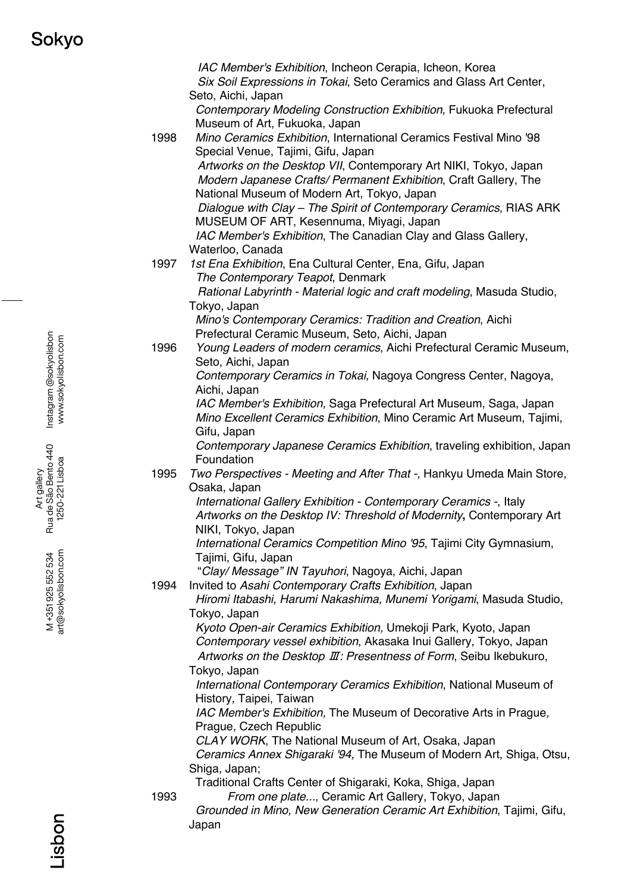*IAC Member's Exhibition*, Incheon Cerapia, Icheon, Korea
*Six Soil Expressions in Tokai*, Seto Ceramics and Glass Art Center, Seto, Aichi, Japan
*Contemporary Modeling Construction Exhibition*, Fukuoka Prefectural Museum of Art, Fukuoka, Japan

1998 *Mino Ceramics Exhibition*, International Ceramics Festival Mino '98 Special Venue, Tajimi, Gifu, Japan
*Artworks on the Desktop VII*, Contemporary Art NIKI, Tokyo, Japan
*Modern Japanese Crafts/ Permanent Exhibition*, Craft Gallery, The National Museum of Modern Art, Tokyo, Japan
*Dialogue with Clay – The Spirit of Contemporary Ceramics,* RIAS ARK MUSEUM OF ART, Kesennuma, Miyagi, Japan
*IAC Member's Exhibition*, The Canadian Clay and Glass Gallery, Waterloo, Canada

1997 *1st Ena Exhibition*, Ena Cultural Center, Ena, Gifu, Japan
*The Contemporary Teapot*, Denmark
*Rational Labyrinth - Material logic and craft modeling*, Masuda Studio, Tokyo, Japan
*Mino's Contemporary Ceramics: Tradition and Creation*, Aichi Prefectural Ceramic Museum, Seto, Aichi, Japan

1996 *Young Leaders of modern ceramics*, Aichi Prefectural Ceramic Museum, Seto, Aichi, Japan
*Contemporary Ceramics in Tokai,* Nagoya Congress Center, Nagoya, Aichi, Japan
*IAC Member's Exhibition,* Saga Prefectural Art Museum, Saga, Japan
*Mino Excellent Ceramics Exhibition*, Mino Ceramic Art Museum, Tajimi, Gifu, Japan
*Contemporary Japanese Ceramics Exhibition*, traveling exhibition, Japan Foundation

1995 *Two Perspectives - Meeting and After That -,* Hankyu Umeda Main Store, Osaka, Japan
*International Gallery Exhibition - Contemporary Ceramics -*, Italy
*Artworks on the Desktop IV: Threshold of Modernity***,** Contemporary Art NIKI, Tokyo, Japan
*International Ceramics Competition Mino '95*, Tajimi City Gymnasium, Tajimi, Gifu, Japan
"*Clay/ Message" IN Tayuhori*, Nagoya, Aichi, Japan

1994 Invited to *Asahi Contemporary Crafts Exhibition*, Japan
*Hiromi Itabashi, Harumi Nakashima, Munemi Yorigami*, Masuda Studio, Tokyo, Japan
*Kyoto Open-air Ceramics Exhibition,* Umekoji Park, Kyoto, Japan
*Contemporary vessel exhibition*, Akasaka Inui Gallery, Tokyo, Japan
*Artworks on the Desktop Ⅲ: Presentness of Form*, Seibu Ikebukuro, Tokyo, Japan
*International Contemporary Ceramics Exhibition*, National Museum of History, Taipei, Taiwan
*IAC Member's Exhibition,* The Museum of Decorative Arts in Prague*,* Prague, Czech Republic
*CLAY WORK*, The National Museum of Art, Osaka, Japan
*Ceramics Annex Shigaraki '94,* The Museum of Modern Art, Shiga, Otsu, Shiga, Japan;
Traditional Crafts Center of Shigaraki, Koka, Shiga, Japan

1993 *From one plate...*, Ceramic Art Gallery, Tokyo, Japan
*Grounded in Mino, New Generation Ceramic Art Exhibition*, Tajimi, Gifu, Japan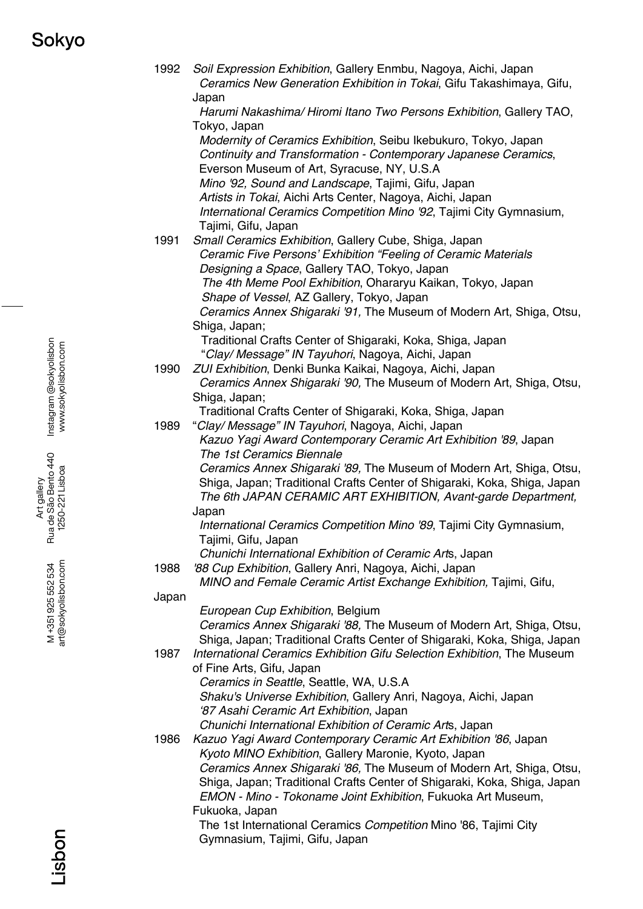1992 *Soil Expression Exhibition*, Gallery Enmbu, Nagoya, Aichi, Japan
*Ceramics New Generation Exhibition in Tokai*, Gifu Takashimaya, Gifu, Japan
*Harumi Nakashima/ Hiromi Itano Two Persons Exhibition*, Gallery TAO, Tokyo, Japan
*Modernity of Ceramics Exhibition*, Seibu Ikebukuro, Tokyo, Japan
*Continuity and Transformation - Contemporary Japanese Ceramics*, Everson Museum of Art, Syracuse, NY, U.S.A
*Mino '92, Sound and Landscape*, Tajimi, Gifu, Japan
*Artists in Tokai*, Aichi Arts Center, Nagoya, Aichi, Japan
*International Ceramics Competition Mino '92*, Tajimi City Gymnasium, Tajimi, Gifu, Japan

1991 *Small Ceramics Exhibition*, Gallery Cube, Shiga, Japan
*Ceramic Five Persons' Exhibition "Feeling of Ceramic Materials Designing a Space*, Gallery TAO, Tokyo, Japan
*The 4th Meme Pool Exhibition*, Ohararyu Kaikan, Tokyo, Japan
*Shape of Vessel*, AZ Gallery, Tokyo, Japan
*Ceramics Annex Shigaraki '91,* The Museum of Modern Art, Shiga, Otsu, Shiga, Japan;
Traditional Crafts Center of Shigaraki, Koka, Shiga, Japan
"*Clay/ Message" IN Tayuhori*, Nagoya, Aichi, Japan

1990 *ZUI Exhibition*, Denki Bunka Kaikai, Nagoya, Aichi, Japan
*Ceramics Annex Shigaraki '90,* The Museum of Modern Art, Shiga, Otsu, Shiga, Japan;
Traditional Crafts Center of Shigaraki, Koka, Shiga, Japan

1989 "*Clay/ Message" IN Tayuhori*, Nagoya, Aichi, Japan
*Kazuo Yagi Award Contemporary Ceramic Art Exhibition '89*, Japan
*The 1st Ceramics Biennale*
*Ceramics Annex Shigaraki '89,* The Museum of Modern Art, Shiga, Otsu, Shiga, Japan; Traditional Crafts Center of Shigaraki, Koka, Shiga, Japan
*The 6th JAPAN CERAMIC ART EXHIBITION, Avant-garde Department,* Japan
*International Ceramics Competition Mino '89*, Tajimi City Gymnasium, Tajimi, Gifu, Japan
*Chunichi International Exhibition of Ceramic Art*s, Japan

1988 *'88 Cup Exhibition*, Gallery Anri, Nagoya, Aichi, Japan
*MINO and Female Ceramic Artist Exchange Exhibition,* Tajimi, Gifu, Japan
*European Cup Exhibition*, Belgium
*Ceramics Annex Shigaraki '88,* The Museum of Modern Art, Shiga, Otsu, Shiga, Japan; Traditional Crafts Center of Shigaraki, Koka, Shiga, Japan

1987 *International Ceramics Exhibition Gifu Selection Exhibition*, The Museum of Fine Arts, Gifu, Japan
*Ceramics in Seattle*, Seattle, WA, U.S.A
*Shaku's Universe Exhibition*, Gallery Anri, Nagoya, Aichi, Japan
*'87 Asahi Ceramic Art Exhibition*, Japan
*Chunichi International Exhibition of Ceramic Art*s, Japan

1986 *Kazuo Yagi Award Contemporary Ceramic Art Exhibition '86*, Japan
*Kyoto MINO Exhibition*, Gallery Maronie, Kyoto, Japan
*Ceramics Annex Shigaraki '86,* The Museum of Modern Art, Shiga, Otsu, Shiga, Japan; Traditional Crafts Center of Shigaraki, Koka, Shiga, Japan
*EMON - Mino - Tokoname Joint Exhibition*, Fukuoka Art Museum, Fukuoka, Japan
The 1st International Ceramics *Competition* Mino '86, Tajimi City Gymnasium, Tajimi, Gifu, Japan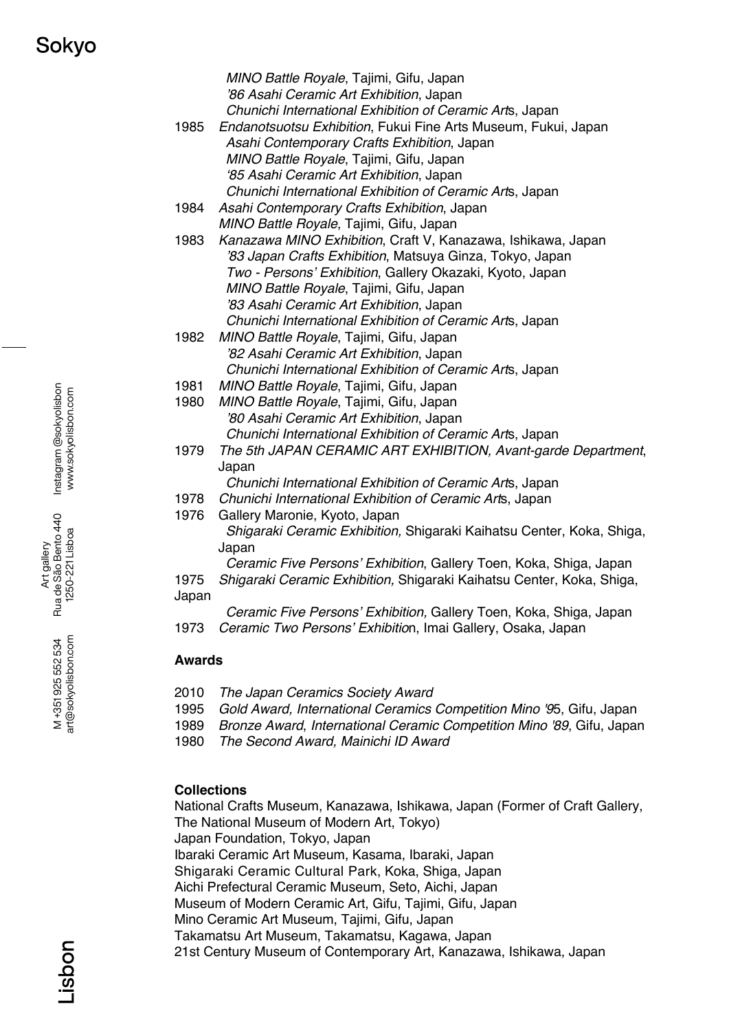*MINO Battle Royale*, Tajimi, Gifu, Japan
*'86 Asahi Ceramic Art Exhibition*, Japan
*Chunichi International Exhibition of Ceramic Art*s, Japan

1985 *Endanotsuotsu Exhibition*, Fukui Fine Arts Museum, Fukui, Japan
*Asahi Contemporary Crafts Exhibition*, Japan
*MINO Battle Royale*, Tajimi, Gifu, Japan
*'85 Asahi Ceramic Art Exhibition*, Japan
*Chunichi International Exhibition of Ceramic Art*s, Japan

1984 *Asahi Contemporary Crafts Exhibition*, Japan
*MINO Battle Royale*, Tajimi, Gifu, Japan

1983 *Kanazawa MINO Exhibition*, Craft V, Kanazawa, Ishikawa, Japan
*'83 Japan Crafts Exhibition*, Matsuya Ginza, Tokyo, Japan
*Two - Persons' Exhibition*, Gallery Okazaki, Kyoto, Japan
*MINO Battle Royale*, Tajimi, Gifu, Japan
*'83 Asahi Ceramic Art Exhibition*, Japan
*Chunichi International Exhibition of Ceramic Art*s, Japan

1982 *MINO Battle Royale*, Tajimi, Gifu, Japan
*'82 Asahi Ceramic Art Exhibition*, Japan
*Chunichi International Exhibition of Ceramic Art*s, Japan

1981 *MINO Battle Royale*, Tajimi, Gifu, Japan

1980 *MINO Battle Royale*, Tajimi, Gifu, Japan
*'80 Asahi Ceramic Art Exhibition*, Japan
*Chunichi International Exhibition of Ceramic Art*s, Japan

1979 *The 5th JAPAN CERAMIC ART EXHIBITION, Avant-garde Department*, Japan
*Chunichi International Exhibition of Ceramic Art*s, Japan

1978 *Chunichi International Exhibition of Ceramic Art*s, Japan

1976 Gallery Maronie, Kyoto, Japan
*Shigaraki Ceramic Exhibition,* Shigaraki Kaihatsu Center, Koka, Shiga, Japan
*Ceramic Five Persons' Exhibition*, Gallery Toen, Koka, Shiga, Japan

1975 *Shigaraki Ceramic Exhibition,* Shigaraki Kaihatsu Center, Koka, Shiga, Japan
*Ceramic Five Persons' Exhibition,* Gallery Toen, Koka, Shiga, Japan

1973 *Ceramic Two Persons' Exhibitio*n, Imai Gallery, Osaka, Japan

**Awards**

2010 *The Japan Ceramics Society Award*
1995 *Gold Award, International Ceramics Competition Mino '9*5, Gifu, Japan
1989 *Bronze Award*, *International Ceramic Competition Mino '89*, Gifu, Japan
1980 *The Second Award, Mainichi ID Award*

**Collections**

National Crafts Museum, Kanazawa, Ishikawa, Japan (Former of Craft Gallery, The National Museum of Modern Art, Tokyo)
Japan Foundation, Tokyo, Japan
Ibaraki Ceramic Art Museum, Kasama, Ibaraki, Japan
Shigaraki Ceramic Cultural Park, Koka, Shiga, Japan
Aichi Prefectural Ceramic Museum, Seto, Aichi, Japan
Museum of Modern Ceramic Art, Gifu, Tajimi, Gifu, Japan
Mino Ceramic Art Museum, Tajimi, Gifu, Japan
Takamatsu Art Museum, Takamatsu, Kagawa, Japan
21st Century Museum of Contemporary Art, Kanazawa, Ishikawa, Japan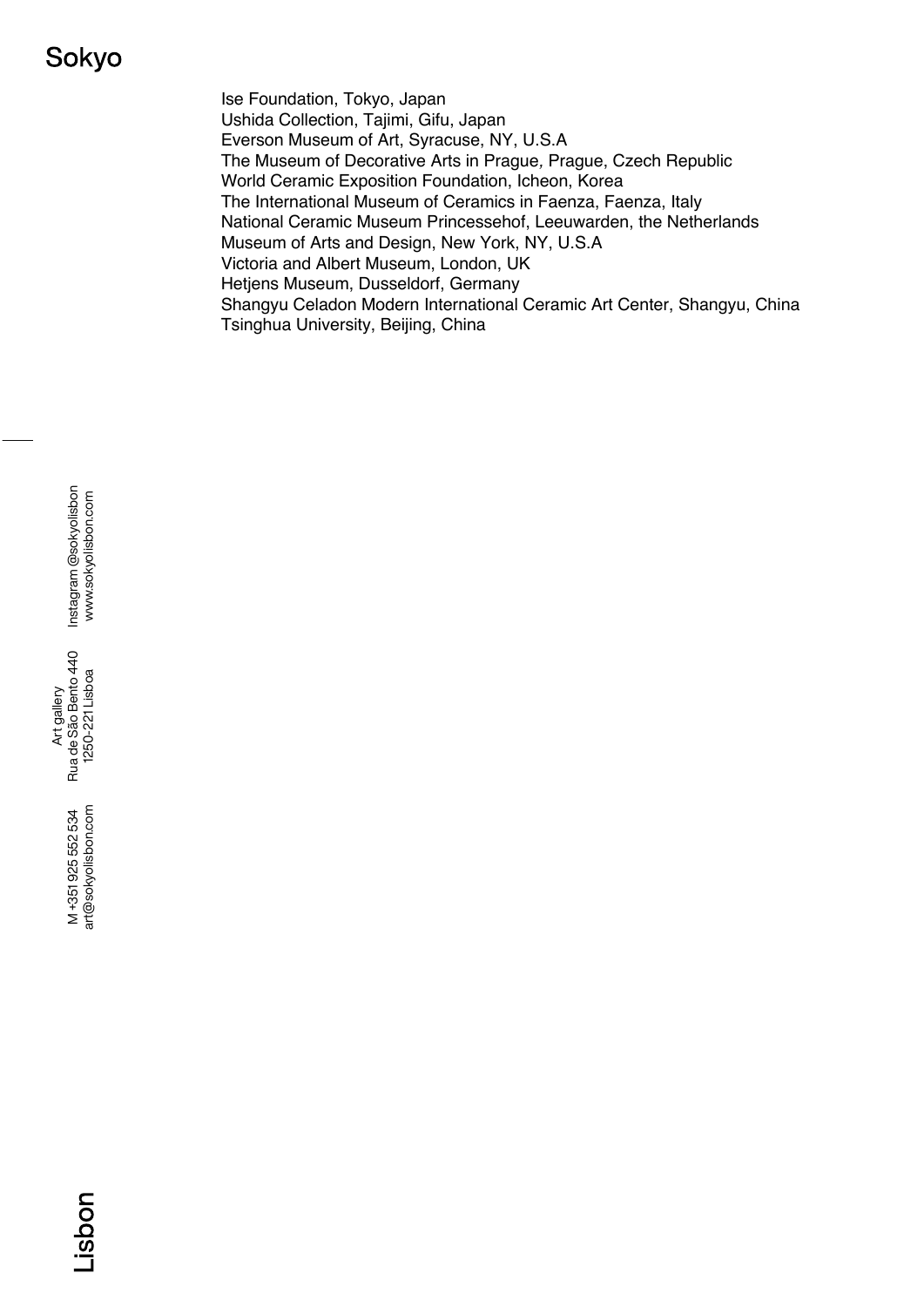Ise Foundation, Tokyo, Japan
Ushida Collection, Tajimi, Gifu, Japan
Everson Museum of Art, Syracuse, NY, U.S.A
The Museum of Decorative Arts in Prague, Prague, Czech Republic
World Ceramic Exposition Foundation, Icheon, Korea
The International Museum of Ceramics in Faenza, Faenza, Italy
National Ceramic Museum Princessehof, Leeuwarden, the Netherlands
Museum of Arts and Design, New York, NY, U.S.A
Victoria and Albert Museum, London, UK
Hetjens Museum, Dusseldorf, Germany
Shangyu Celadon Modern International Ceramic Art Center, Shangyu, China
Tsinghua University, Beijing, China